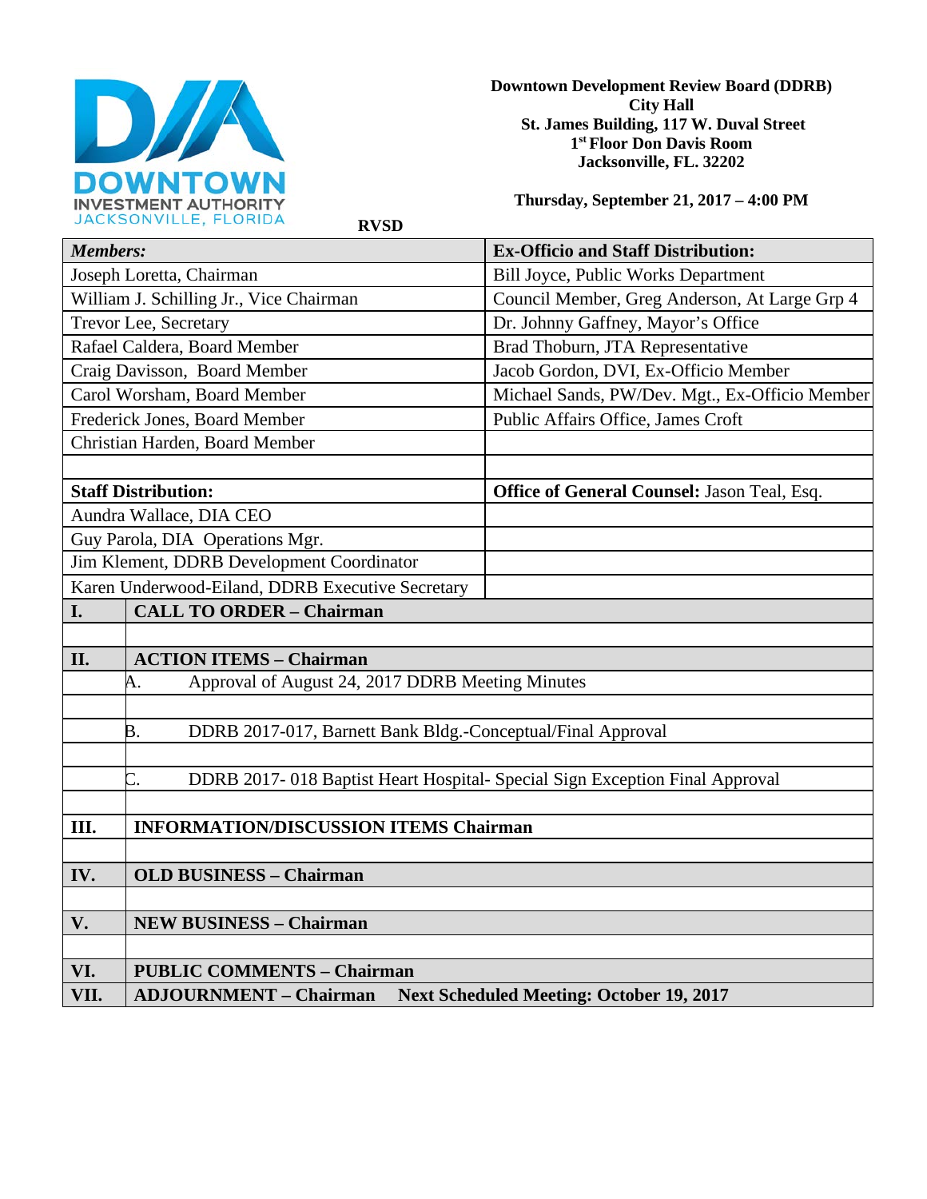DOWNTOWN INVESTMENT AUTHORITY
JACKSONVILLE, FLORIDA

**Downtown Development Review Board (DDRB)**
**City Hall**
**St. James Building, 117 W. Duval Street**
**1st Floor Don Davis Room**
**Jacksonville, FL. 32202**

**Thursday, September 21, 2017 – 4:00 PM**

**RVSD**

| ***Members:*** | **Ex-Officio and Staff Distribution:** |
|---|---|
| Joseph Loretta, Chairman | Bill Joyce, Public Works Department |
| William J. Schilling Jr., Vice Chairman | Council Member, Greg Anderson, At Large Grp 4 |
| Trevor Lee, Secretary | Dr. Johnny Gaffney, Mayor's Office |
| Rafael Caldera, Board Member | Brad Thoburn, JTA Representative |
| Craig Davisson, Board Member | Jacob Gordon, DVI, Ex-Officio Member |
| Carol Worsham, Board Member | Michael Sands, PW/Dev. Mgt., Ex-Officio Member |
| Frederick Jones, Board Member | Public Affairs Office, James Croft |
| Christian Harden, Board Member | |
| | |
| **Staff Distribution:** | **Office of General Counsel:** Jason Teal, Esq. |
| Aundra Wallace, DIA CEO | |
| Guy Parola, DIA Operations Mgr. | |
| Jim Klement, DDRB Development Coordinator | |
| Karen Underwood-Eiland, DDRB Executive Secretary | |

| | |
|---|---|
| **I.** | **CALL TO ORDER – Chairman** |
| | |
| **II.** | **ACTION ITEMS – Chairman** |
| | A. Approval of August 24, 2017 DDRB Meeting Minutes |
| | |
| | B. DDRB 2017-017, Barnett Bank Bldg.-Conceptual/Final Approval |
| | |
| | C. DDRB 2017- 018 Baptist Heart Hospital- Special Sign Exception Final Approval |
| | |
| **III.** | **INFORMATION/DISCUSSION ITEMS Chairman** |
| | |
| **IV.** | **OLD BUSINESS – Chairman** |
| | |
| **V.** | **NEW BUSINESS – Chairman** |
| | |
| **VI.** | **PUBLIC COMMENTS – Chairman** |
| **VII.** | **ADJOURNMENT – Chairman     Next Scheduled Meeting: October 19, 2017** |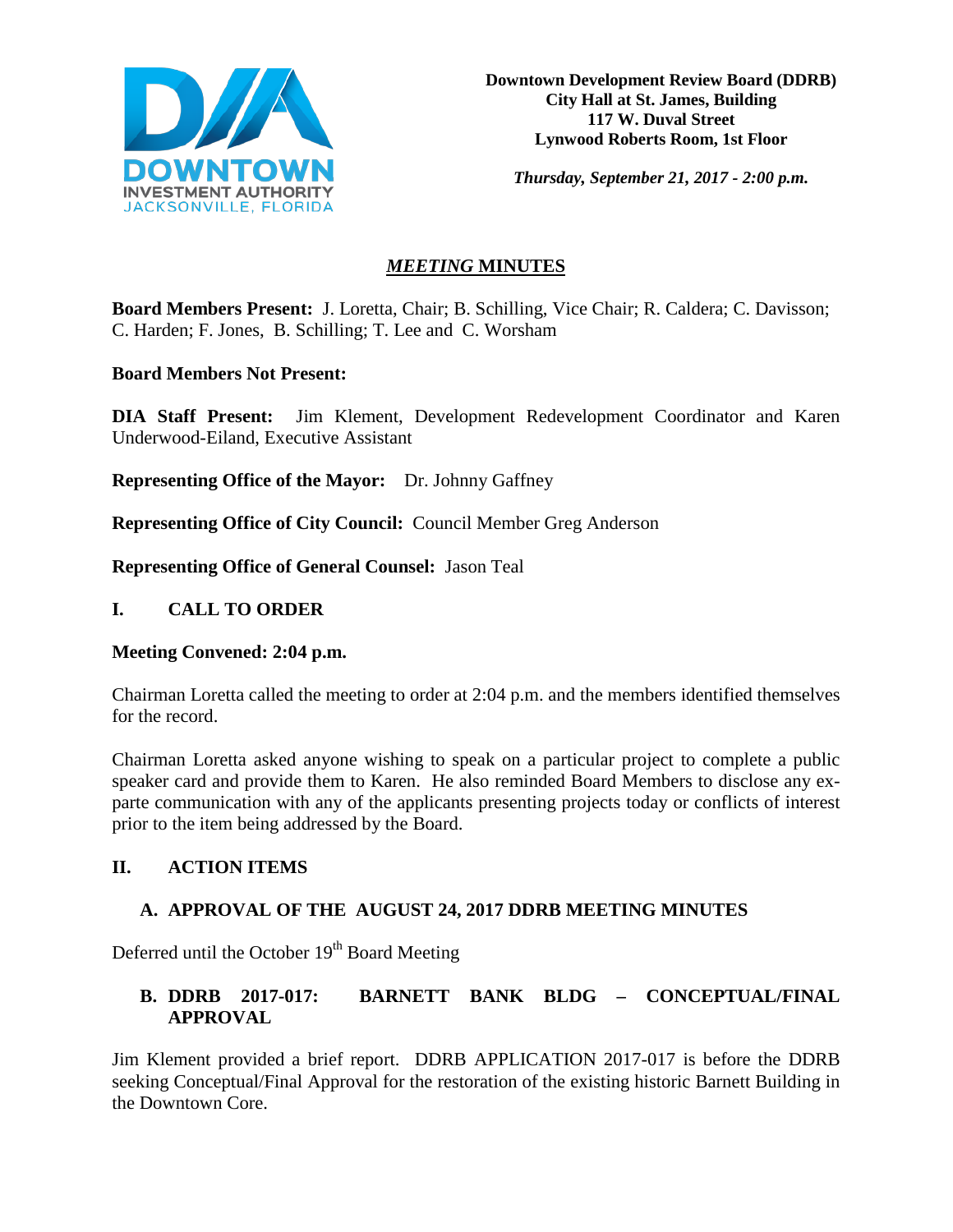Downtown Development Review Board (DDRB)
City Hall at St. James, Building
117 W. Duval Street
Lynwood Roberts Room, 1st Floor

*Thursday, September 21, 2017 - 2:00 p.m.*

## *MEETING* MINUTES

**Board Members Present:** J. Loretta, Chair; B. Schilling, Vice Chair; R. Caldera; C. Davisson; C. Harden; F. Jones, B. Schilling; T. Lee and C. Worsham

**Board Members Not Present:**

**DIA Staff Present:** Jim Klement, Development Redevelopment Coordinator and Karen Underwood-Eiland, Executive Assistant

**Representing Office of the Mayor:** Dr. Johnny Gaffney

**Representing Office of City Council:** Council Member Greg Anderson

**Representing Office of General Counsel:** Jason Teal

## I. CALL TO ORDER

**Meeting Convened: 2:04 p.m.**

Chairman Loretta called the meeting to order at 2:04 p.m. and the members identified themselves for the record.

Chairman Loretta asked anyone wishing to speak on a particular project to complete a public speaker card and provide them to Karen. He also reminded Board Members to disclose any ex-parte communication with any of the applicants presenting projects today or conflicts of interest prior to the item being addressed by the Board.

## II. ACTION ITEMS

### A. APPROVAL OF THE AUGUST 24, 2017 DDRB MEETING MINUTES

Deferred until the October 19th Board Meeting

### B. DDRB 2017-017: BARNETT BANK BLDG – CONCEPTUAL/FINAL APPROVAL

Jim Klement provided a brief report. DDRB APPLICATION 2017-017 is before the DDRB seeking Conceptual/Final Approval for the restoration of the existing historic Barnett Building in the Downtown Core.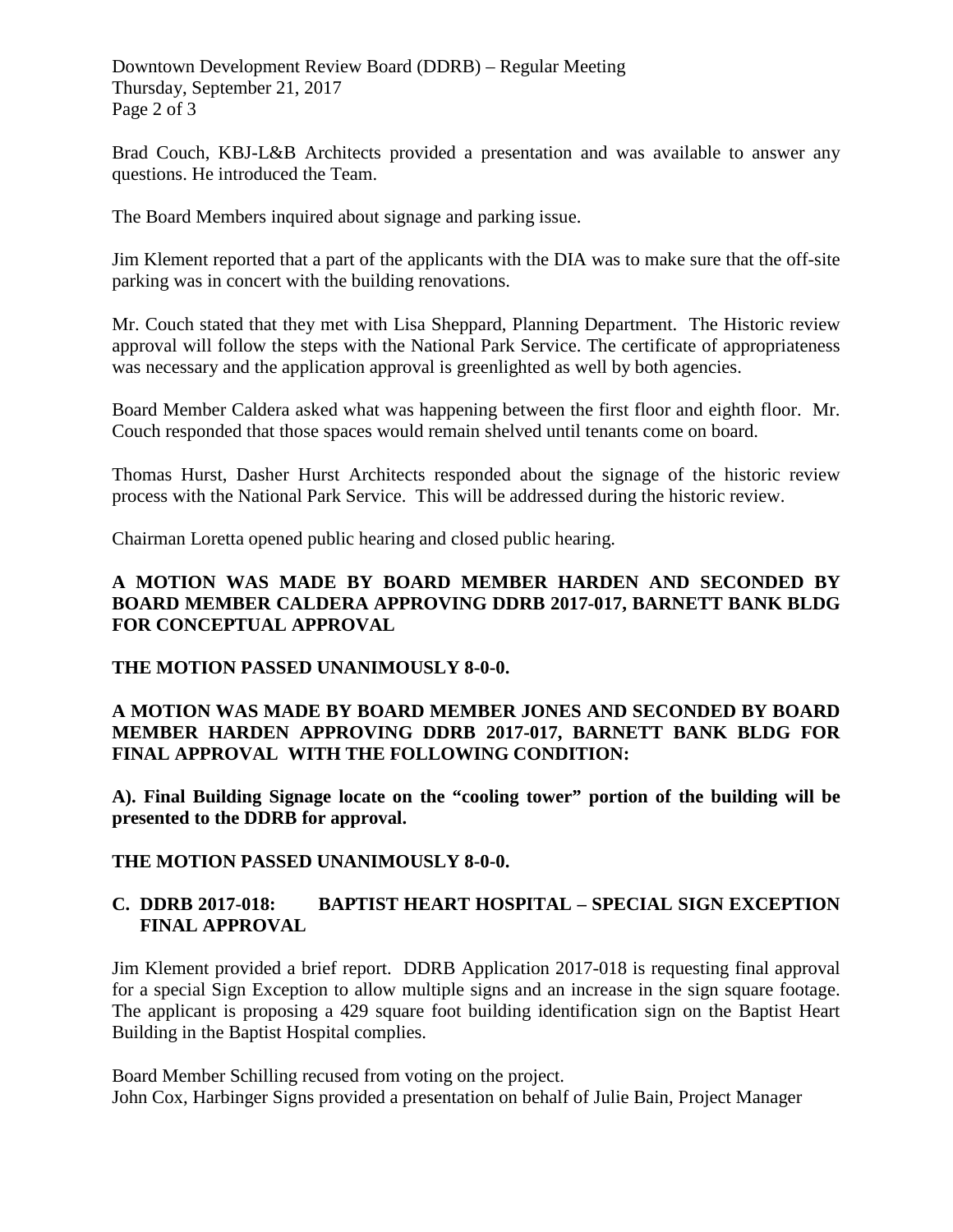Brad Couch, KBJ-L&B Architects provided a presentation and was available to answer any questions. He introduced the Team.

The Board Members inquired about signage and parking issue.

Jim Klement reported that a part of the applicants with the DIA was to make sure that the off-site parking was in concert with the building renovations.

Mr. Couch stated that they met with Lisa Sheppard, Planning Department. The Historic review approval will follow the steps with the National Park Service. The certificate of appropriateness was necessary and the application approval is greenlighted as well by both agencies.

Board Member Caldera asked what was happening between the first floor and eighth floor. Mr. Couch responded that those spaces would remain shelved until tenants come on board.

Thomas Hurst, Dasher Hurst Architects responded about the signage of the historic review process with the National Park Service. This will be addressed during the historic review.

Chairman Loretta opened public hearing and closed public hearing.

**A MOTION WAS MADE BY BOARD MEMBER HARDEN AND SECONDED BY BOARD MEMBER CALDERA APPROVING DDRB 2017-017, BARNETT BANK BLDG FOR CONCEPTUAL APPROVAL**

**THE MOTION PASSED UNANIMOUSLY 8-0-0.**

**A MOTION WAS MADE BY BOARD MEMBER JONES AND SECONDED BY BOARD MEMBER HARDEN APPROVING DDRB 2017-017, BARNETT BANK BLDG FOR FINAL APPROVAL WITH THE FOLLOWING CONDITION:**

**A). Final Building Signage locate on the "cooling tower" portion of the building will be presented to the DDRB for approval.**

**THE MOTION PASSED UNANIMOUSLY 8-0-0.**

**C. DDRB 2017-018: BAPTIST HEART HOSPITAL – SPECIAL SIGN EXCEPTION FINAL APPROVAL**

Jim Klement provided a brief report. DDRB Application 2017-018 is requesting final approval for a special Sign Exception to allow multiple signs and an increase in the sign square footage. The applicant is proposing a 429 square foot building identification sign on the Baptist Heart Building in the Baptist Hospital complies.

Board Member Schilling recused from voting on the project.
John Cox, Harbinger Signs provided a presentation on behalf of Julie Bain, Project Manager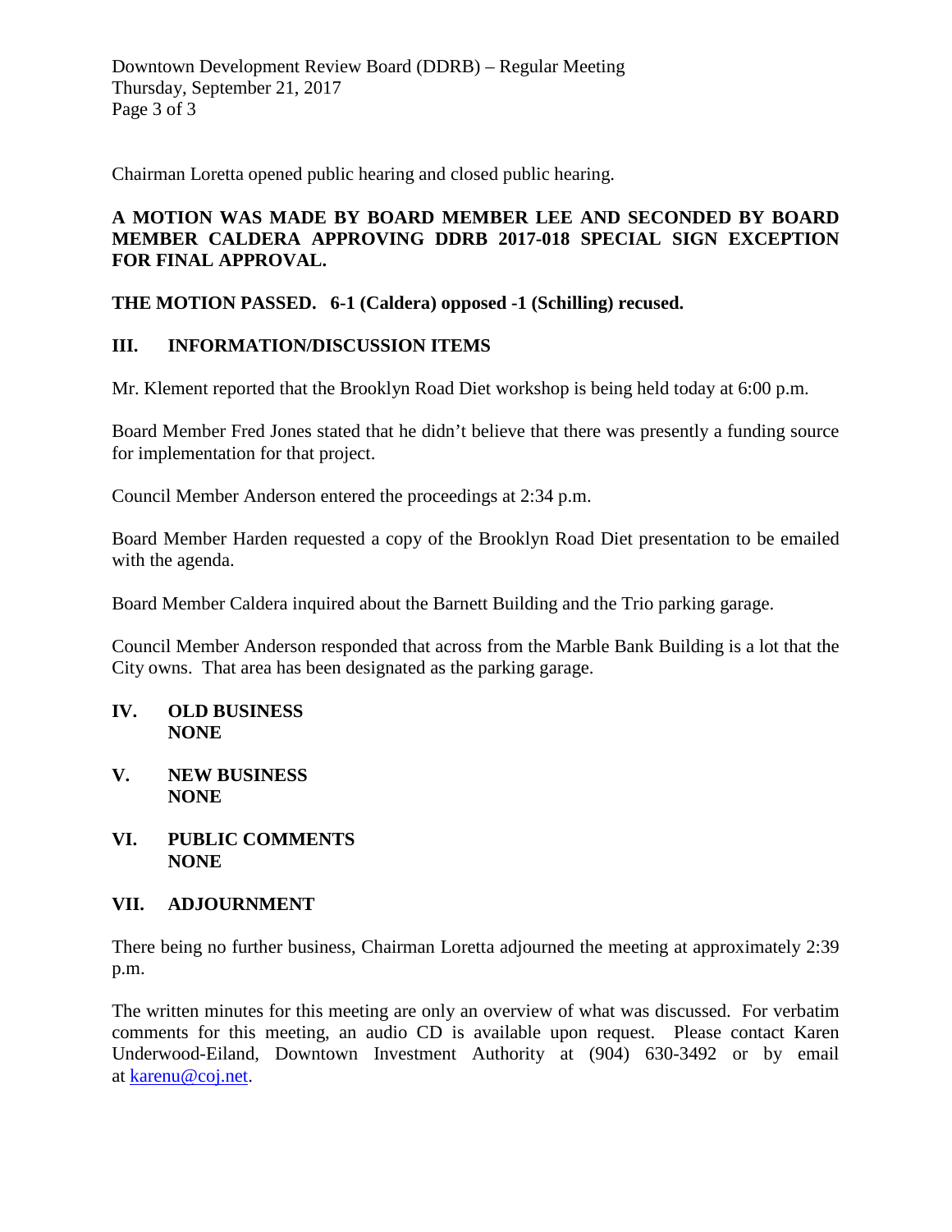Chairman Loretta opened public hearing and closed public hearing.

**A MOTION WAS MADE BY BOARD MEMBER LEE AND SECONDED BY BOARD MEMBER CALDERA APPROVING DDRB 2017-018 SPECIAL SIGN EXCEPTION FOR FINAL APPROVAL.**

**THE MOTION PASSED. 6-1 (Caldera) opposed -1 (Schilling) recused.**

## III. INFORMATION/DISCUSSION ITEMS

Mr. Klement reported that the Brooklyn Road Diet workshop is being held today at 6:00 p.m.

Board Member Fred Jones stated that he didn't believe that there was presently a funding source for implementation for that project.

Council Member Anderson entered the proceedings at 2:34 p.m.

Board Member Harden requested a copy of the Brooklyn Road Diet presentation to be emailed with the agenda.

Board Member Caldera inquired about the Barnett Building and the Trio parking garage.

Council Member Anderson responded that across from the Marble Bank Building is a lot that the City owns. That area has been designated as the parking garage.

## IV. OLD BUSINESS
**NONE**

## V. NEW BUSINESS
**NONE**

## VI. PUBLIC COMMENTS
**NONE**

## VII. ADJOURNMENT

There being no further business, Chairman Loretta adjourned the meeting at approximately 2:39 p.m.

The written minutes for this meeting are only an overview of what was discussed. For verbatim comments for this meeting, an audio CD is available upon request. Please contact Karen Underwood-Eiland, Downtown Investment Authority at (904) 630-3492 or by email at karenu@coj.net.